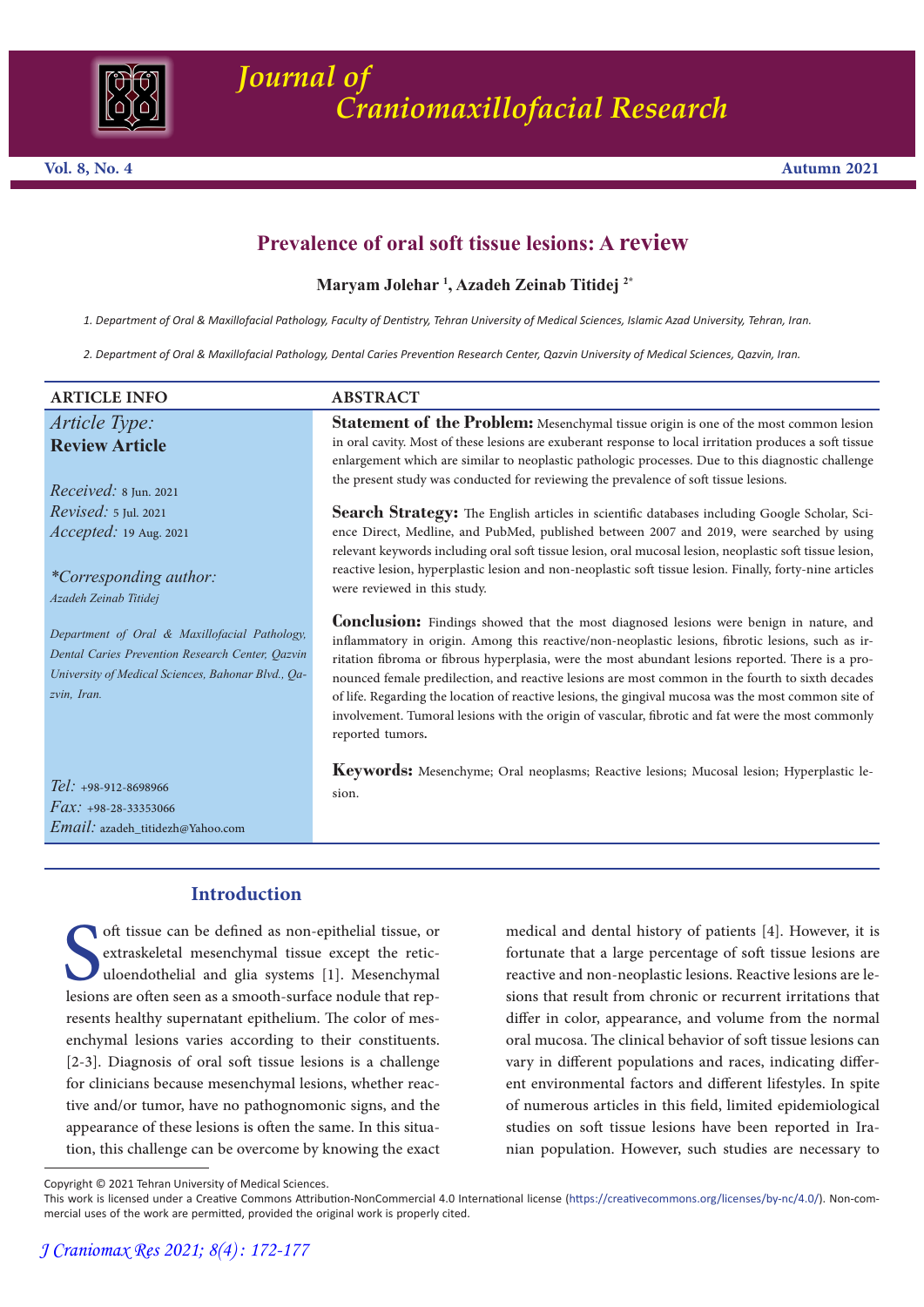# Prevalence of oral soft tissue lesions: A review

**Maryam Jolehar [1], Azadeh Zeinab Titidej [2*]**

1. Department of Oral & Maxillofacial Pathology, Faculty of Dentistry, Tehran University of Medical Sciences, Islamic Azad University, Tehran, Iran.

2. Department of Oral & Maxillofacial Pathology, Dental Caries Prevention Research Center, Qazvin University of Medical Sciences, Qazvin, Iran.

## ARTICLE INFO

*Article Type:*
**Review Article**

*Received:* 8 Jun. 2021
*Revised:* 5 Jul. 2021
*Accepted:* 19 Aug. 2021

**Corresponding author:*
*Azadeh Zeinab Titidej*

*Department of Oral & Maxillofacial Pathology, Dental Caries Prevention Research Center, Qazvin University of Medical Sciences, Bahonar Blvd., Qazvin, Iran.*

*Tel:* +98-912-8698966
*Fax:* +98-28-33353066
*Email:* azadeh_titidezh@Yahoo.com

## ABSTRACT

**Statement of the Problem:** Mesenchymal tissue origin is one of the most common lesion in oral cavity. Most of these lesions are exuberant response to local irritation produces a soft tissue enlargement which are similar to neoplastic pathologic processes. Due to this diagnostic challenge the present study was conducted for reviewing the prevalence of soft tissue lesions.

**Search Strategy:** The English articles in scientific databases including Google Scholar, Science Direct, Medline, and PubMed, published between 2007 and 2019, were searched by using relevant keywords including oral soft tissue lesion, oral mucosal lesion, neoplastic soft tissue lesion, reactive lesion, hyperplastic lesion and non-neoplastic soft tissue lesion. Finally, forty-nine articles were reviewed in this study.

**Conclusion:** Findings showed that the most diagnosed lesions were benign in nature, and inflammatory in origin. Among this reactive/non-neoplastic lesions, fibrotic lesions, such as irritation fibroma or fibrous hyperplasia, were the most abundant lesions reported. There is a pronounced female predilection, and reactive lesions are most common in the fourth to sixth decades of life. Regarding the location of reactive lesions, the gingival mucosa was the most common site of involvement. Tumoral lesions with the origin of vascular, fibrotic and fat were the most commonly reported tumors.

**Keywords:** Mesenchyme; Oral neoplasms; Reactive lesions; Mucosal lesion; Hyperplastic lesion.

## Introduction

Soft tissue can be defined as non-epithelial tissue, or extraskeletal mesenchymal tissue except the reticuloendothelial and glia systems [1]. Mesenchymal lesions are often seen as a smooth-surface nodule that represents healthy supernatant epithelium. The color of mesenchymal lesions varies according to their constituents. [2-3]. Diagnosis of oral soft tissue lesions is a challenge for clinicians because mesenchymal lesions, whether reactive and/or tumor, have no pathognomonic signs, and the appearance of these lesions is often the same. In this situation, this challenge can be overcome by knowing the exact medical and dental history of patients [4]. However, it is fortunate that a large percentage of soft tissue lesions are reactive and non-neoplastic lesions. Reactive lesions are lesions that result from chronic or recurrent irritations that differ in color, appearance, and volume from the normal oral mucosa. The clinical behavior of soft tissue lesions can vary in different populations and races, indicating different environmental factors and different lifestyles. In spite of numerous articles in this field, limited epidemiological studies on soft tissue lesions have been reported in Iranian population. However, such studies are necessary to

Copyright © 2021 Tehran University of Medical Sciences.
This work is licensed under a Creative Commons Attribution-NonCommercial 4.0 International license (https://creativecommons.org/licenses/by-nc/4.0/). Non-commercial uses of the work are permitted, provided the original work is properly cited.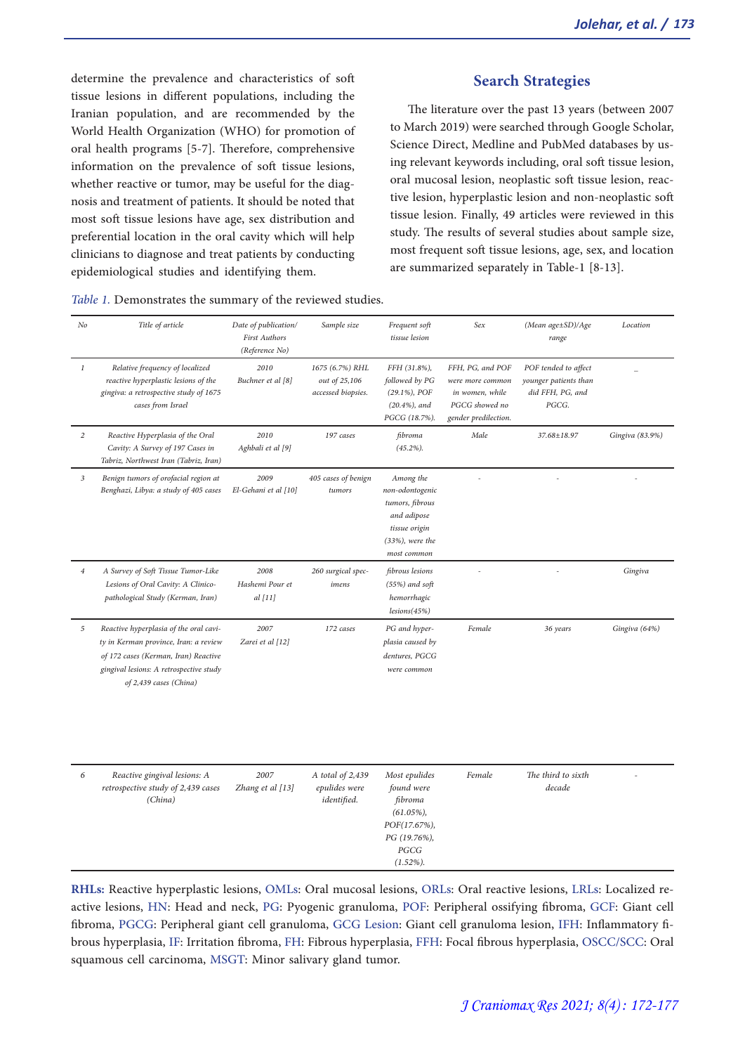determine the prevalence and characteristics of soft tissue lesions in different populations, including the Iranian population, and are recommended by the World Health Organization (WHO) for promotion of oral health programs [5-7]. Therefore, comprehensive information on the prevalence of soft tissue lesions, whether reactive or tumor, may be useful for the diagnosis and treatment of patients. It should be noted that most soft tissue lesions have age, sex distribution and preferential location in the oral cavity which will help clinicians to diagnose and treat patients by conducting epidemiological studies and identifying them.

## Search Strategies

The literature over the past 13 years (between 2007 to March 2019) were searched through Google Scholar, Science Direct, Medline and PubMed databases by using relevant keywords including, oral soft tissue lesion, oral mucosal lesion, neoplastic soft tissue lesion, reactive lesion, hyperplastic lesion and non-neoplastic soft tissue lesion. Finally, 49 articles were reviewed in this study. The results of several studies about sample size, most frequent soft tissue lesions, age, sex, and location are summarized separately in Table-1 [8-13].

*Table 1.* Demonstrates the summary of the reviewed studies.

| No | Title of article | Date of publication/ First Authors (Reference No) | Sample size | Frequent soft tissue lesion | Sex | (Mean age±SD)/Age range | Location |
|---|---|---|---|---|---|---|---|
| 1 | Relative frequency of localized reactive hyperplastic lesions of the gingiva: a retrospective study of 1675 cases from Israel | 2010 Buchner et al [8] | 1675 (6.7%) RHL out of 25,106 accessed biopsies. | FFH (31.8%), followed by PG (29.1%), POF (20.4%), and PGCG (18.7%). | FFH, PG, and POF were more common in women, while PGCG showed no gender predilection. | POF tended to affect younger patients than did FFH, PG, and PGCG. | – |
| 2 | Reactive Hyperplasia of the Oral Cavity: A Survey of 197 Cases in Tabriz, Northwest Iran (Tabriz, Iran) | 2010 Aghbali et al [9] | 197 cases | fibroma (45.2%). | Male | 37.68±18.97 | Gingiva (83.9%) |
| 3 | Benign tumors of orofacial region at Benghazi, Libya: a study of 405 cases | 2009 El-Gehani et al [10] | 405 cases of benign tumors | Among the non-odontogenic tumors, fibrous and adipose tissue origin (33%), were the most common | - | - | - |
| 4 | A Survey of Soft Tissue Tumor-Like Lesions of Oral Cavity: A Clinico-pathological Study (Kerman, Iran) | 2008 Hashemi Pour et al [11] | 260 surgical specimens | fibrous lesions (55%) and soft hemorrhagic lesions(45%) | - | - | Gingiva |
| 5 | Reactive hyperplasia of the oral cavity in Kerman province, Iran: a review of 172 cases (Kerman, Iran) Reactive gingival lesions: A retrospective study of 2,439 cases (China) | 2007 Zarei et al [12] | 172 cases | PG and hyperplasia caused by dentures, PGCG were common | Female | 36 years | Gingiva (64%) |
| 6 | Reactive gingival lesions: A retrospective study of 2,439 cases (China) | 2007 Zhang et al [13] | A total of 2,439 epulides were identified. | Most epulides found were fibroma (61.05%), POF(17.67%), PG (19.76%), PGCG (1.52%). | Female | The third to sixth decade | - |

**RHLs:** Reactive hyperplastic lesions, OMLs: Oral mucosal lesions, ORLs: Oral reactive lesions, LRLs: Localized reactive lesions, HN: Head and neck, PG: Pyogenic granuloma, POF: Peripheral ossifying fibroma, GCF: Giant cell fibroma, PGCG: Peripheral giant cell granuloma, GCG Lesion: Giant cell granuloma lesion, IFH: Inflammatory fibrous hyperplasia, IF: Irritation fibroma, FH: Fibrous hyperplasia, FFH: Focal fibrous hyperplasia, OSCC/SCC: Oral squamous cell carcinoma, MSGT: Minor salivary gland tumor.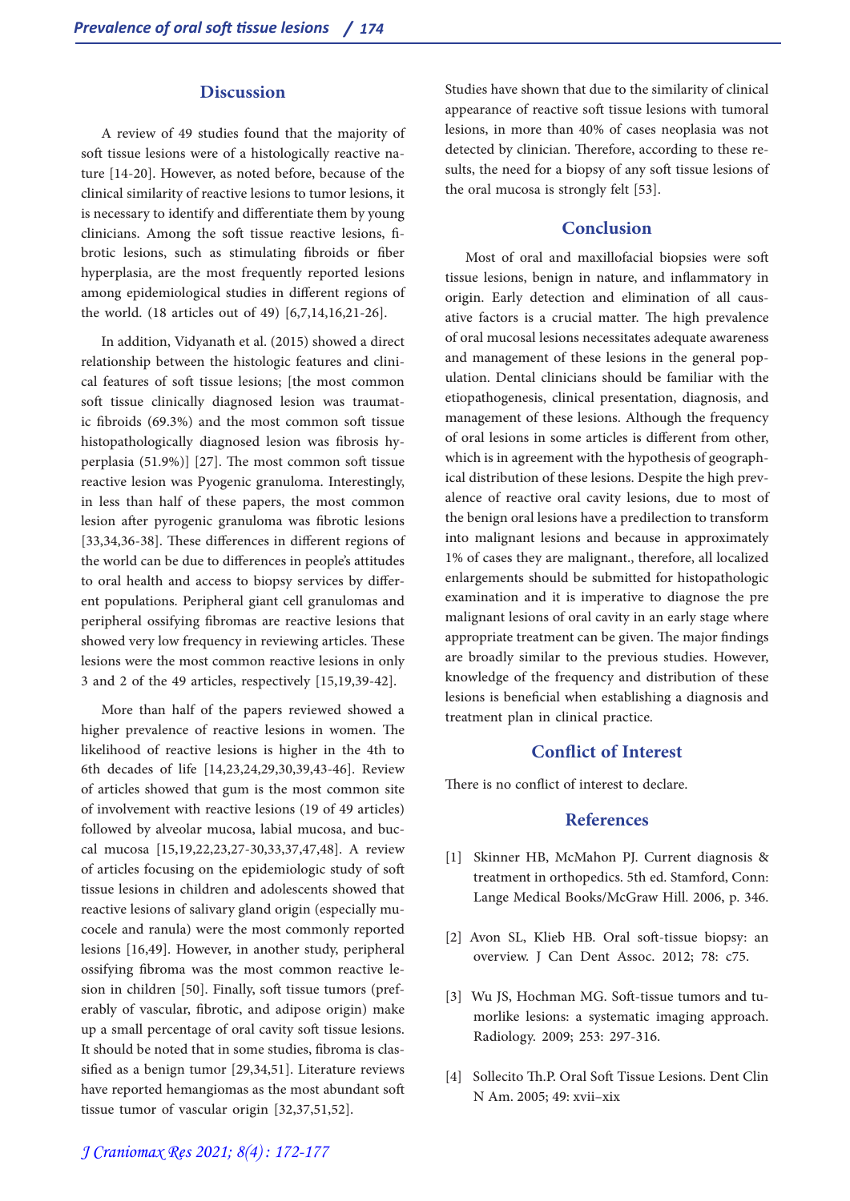## Discussion

A review of 49 studies found that the majority of soft tissue lesions were of a histologically reactive nature [14-20]. However, as noted before, because of the clinical similarity of reactive lesions to tumor lesions, it is necessary to identify and differentiate them by young clinicians. Among the soft tissue reactive lesions, fibrotic lesions, such as stimulating fibroids or fiber hyperplasia, are the most frequently reported lesions among epidemiological studies in different regions of the world. (18 articles out of 49) [6,7,14,16,21-26].

In addition, Vidyanath et al. (2015) showed a direct relationship between the histologic features and clinical features of soft tissue lesions; [the most common soft tissue clinically diagnosed lesion was traumatic fibroids (69.3%) and the most common soft tissue histopathologically diagnosed lesion was fibrosis hyperplasia (51.9%)] [27]. The most common soft tissue reactive lesion was Pyogenic granuloma. Interestingly, in less than half of these papers, the most common lesion after pyrogenic granuloma was fibrotic lesions [33,34,36-38]. These differences in different regions of the world can be due to differences in people's attitudes to oral health and access to biopsy services by different populations. Peripheral giant cell granulomas and peripheral ossifying fibromas are reactive lesions that showed very low frequency in reviewing articles. These lesions were the most common reactive lesions in only 3 and 2 of the 49 articles, respectively [15,19,39-42].

More than half of the papers reviewed showed a higher prevalence of reactive lesions in women. The likelihood of reactive lesions is higher in the 4th to 6th decades of life [14,23,24,29,30,39,43-46]. Review of articles showed that gum is the most common site of involvement with reactive lesions (19 of 49 articles) followed by alveolar mucosa, labial mucosa, and buccal mucosa [15,19,22,23,27-30,33,37,47,48]. A review of articles focusing on the epidemiologic study of soft tissue lesions in children and adolescents showed that reactive lesions of salivary gland origin (especially mucocele and ranula) were the most commonly reported lesions [16,49]. However, in another study, peripheral ossifying fibroma was the most common reactive lesion in children [50]. Finally, soft tissue tumors (preferably of vascular, fibrotic, and adipose origin) make up a small percentage of oral cavity soft tissue lesions. It should be noted that in some studies, fibroma is classified as a benign tumor [29,34,51]. Literature reviews have reported hemangiomas as the most abundant soft tissue tumor of vascular origin [32,37,51,52].

Studies have shown that due to the similarity of clinical appearance of reactive soft tissue lesions with tumoral lesions, in more than 40% of cases neoplasia was not detected by clinician. Therefore, according to these results, the need for a biopsy of any soft tissue lesions of the oral mucosa is strongly felt [53].

## Conclusion

Most of oral and maxillofacial biopsies were soft tissue lesions, benign in nature, and inflammatory in origin. Early detection and elimination of all causative factors is a crucial matter. The high prevalence of oral mucosal lesions necessitates adequate awareness and management of these lesions in the general population. Dental clinicians should be familiar with the etiopathogenesis, clinical presentation, diagnosis, and management of these lesions. Although the frequency of oral lesions in some articles is different from other, which is in agreement with the hypothesis of geographical distribution of these lesions. Despite the high prevalence of reactive oral cavity lesions, due to most of the benign oral lesions have a predilection to transform into malignant lesions and because in approximately 1% of cases they are malignant., therefore, all localized enlargements should be submitted for histopathologic examination and it is imperative to diagnose the pre malignant lesions of oral cavity in an early stage where appropriate treatment can be given. The major findings are broadly similar to the previous studies. However, knowledge of the frequency and distribution of these lesions is beneficial when establishing a diagnosis and treatment plan in clinical practice.

## Conflict of Interest

There is no conflict of interest to declare.

## References

[1] Skinner HB, McMahon PJ. Current diagnosis & treatment in orthopedics. 5th ed. Stamford, Conn: Lange Medical Books/McGraw Hill. 2006, p. 346.

[2] Avon SL, Klieb HB. Oral soft-tissue biopsy: an overview. J Can Dent Assoc. 2012; 78: c75.

[3] Wu JS, Hochman MG. Soft-tissue tumors and tumorlike lesions: a systematic imaging approach. Radiology. 2009; 253: 297-316.

[4] Sollecito Th.P. Oral Soft Tissue Lesions. Dent Clin N Am. 2005; 49: xvii–xix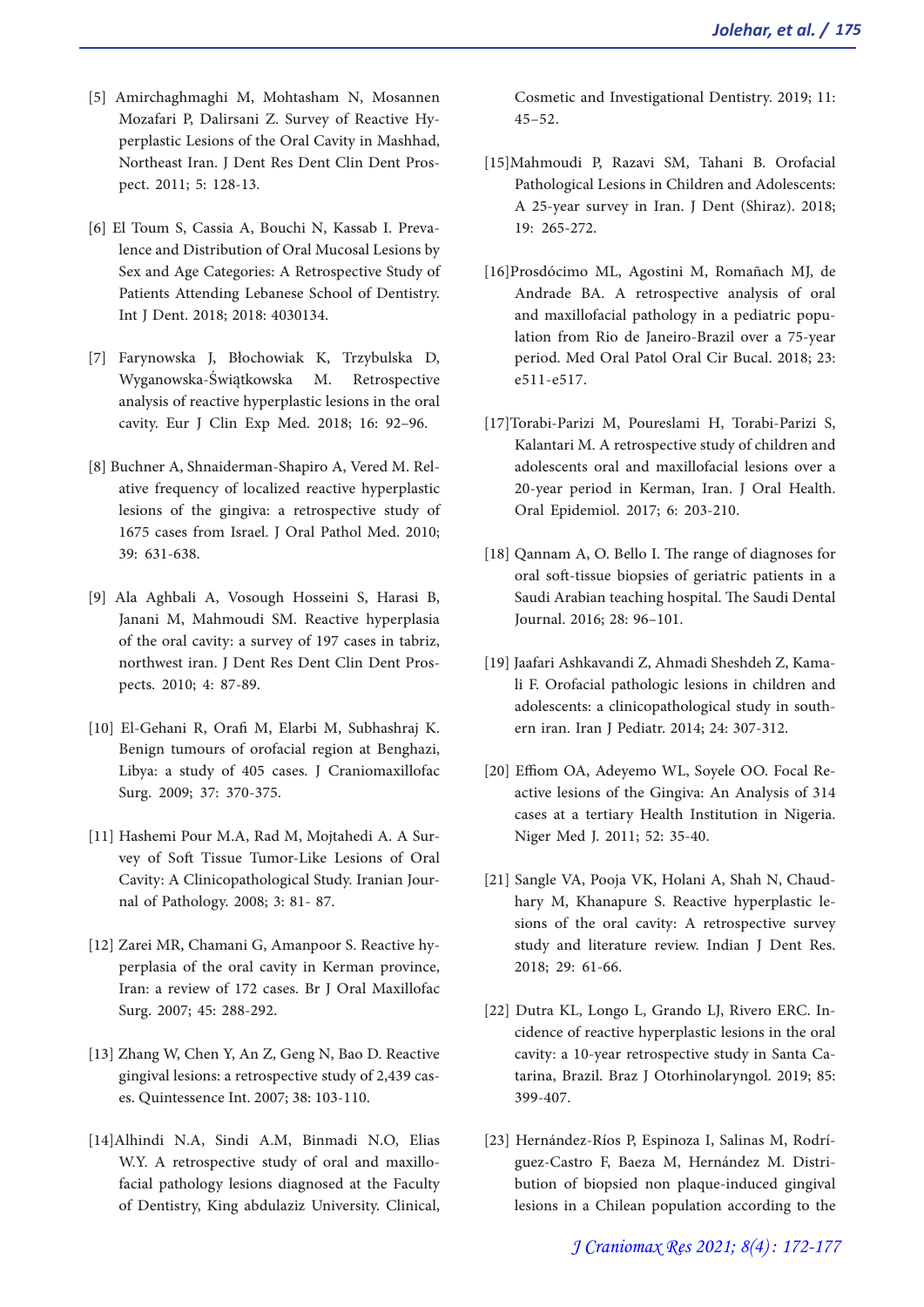[5] Amirchaghmaghi M, Mohtasham N, Mosannen Mozafari P, Dalirsani Z. Survey of Reactive Hyperplastic Lesions of the Oral Cavity in Mashhad, Northeast Iran. J Dent Res Dent Clin Dent Prospect. 2011; 5: 128-13.

[6] El Toum S, Cassia A, Bouchi N, Kassab I. Prevalence and Distribution of Oral Mucosal Lesions by Sex and Age Categories: A Retrospective Study of Patients Attending Lebanese School of Dentistry. Int J Dent. 2018; 2018: 4030134.

[7] Farynowska J, Błochowiak K, Trzybulska D, Wyganowska-Świątkowska M. Retrospective analysis of reactive hyperplastic lesions in the oral cavity. Eur J Clin Exp Med. 2018; 16: 92–96.

[8] Buchner A, Shnaiderman-Shapiro A, Vered M. Relative frequency of localized reactive hyperplastic lesions of the gingiva: a retrospective study of 1675 cases from Israel. J Oral Pathol Med. 2010; 39: 631-638.

[9] Ala Aghbali A, Vosough Hosseini S, Harasi B, Janani M, Mahmoudi SM. Reactive hyperplasia of the oral cavity: a survey of 197 cases in tabriz, northwest iran. J Dent Res Dent Clin Dent Prospects. 2010; 4: 87-89.

[10] El-Gehani R, Orafi M, Elarbi M, Subhashraj K. Benign tumours of orofacial region at Benghazi, Libya: a study of 405 cases. J Craniomaxillofac Surg. 2009; 37: 370-375.

[11] Hashemi Pour M.A, Rad M, Mojtahedi A. A Survey of Soft Tissue Tumor-Like Lesions of Oral Cavity: A Clinicopathological Study. Iranian Journal of Pathology. 2008; 3: 81- 87.

[12] Zarei MR, Chamani G, Amanpoor S. Reactive hyperplasia of the oral cavity in Kerman province, Iran: a review of 172 cases. Br J Oral Maxillofac Surg. 2007; 45: 288-292.

[13] Zhang W, Chen Y, An Z, Geng N, Bao D. Reactive gingival lesions: a retrospective study of 2,439 cases. Quintessence Int. 2007; 38: 103-110.

[14] Alhindi N.A, Sindi A.M, Binmadi N.O, Elias W.Y. A retrospective study of oral and maxillofacial pathology lesions diagnosed at the Faculty of Dentistry, King abdulaziz University. Clinical, Cosmetic and Investigational Dentistry. 2019; 11: 45–52.

[15] Mahmoudi P, Razavi SM, Tahani B. Orofacial Pathological Lesions in Children and Adolescents: A 25-year survey in Iran. J Dent (Shiraz). 2018; 19: 265-272.

[16] Prosdócimo ML, Agostini M, Romañach MJ, de Andrade BA. A retrospective analysis of oral and maxillofacial pathology in a pediatric population from Rio de Janeiro-Brazil over a 75-year period. Med Oral Patol Oral Cir Bucal. 2018; 23: e511-e517.

[17] Torabi-Parizi M, Poureslami H, Torabi-Parizi S, Kalantari M. A retrospective study of children and adolescents oral and maxillofacial lesions over a 20-year period in Kerman, Iran. J Oral Health. Oral Epidemiol. 2017; 6: 203-210.

[18] Qannam A, O. Bello I. The range of diagnoses for oral soft-tissue biopsies of geriatric patients in a Saudi Arabian teaching hospital. The Saudi Dental Journal. 2016; 28: 96–101.

[19] Jaafari Ashkavandi Z, Ahmadi Sheshdeh Z, Kamali F. Orofacial pathologic lesions in children and adolescents: a clinicopathological study in southern iran. Iran J Pediatr. 2014; 24: 307-312.

[20] Effiom OA, Adeyemo WL, Soyele OO. Focal Reactive lesions of the Gingiva: An Analysis of 314 cases at a tertiary Health Institution in Nigeria. Niger Med J. 2011; 52: 35-40.

[21] Sangle VA, Pooja VK, Holani A, Shah N, Chaudhary M, Khanapure S. Reactive hyperplastic lesions of the oral cavity: A retrospective survey study and literature review. Indian J Dent Res. 2018; 29: 61-66.

[22] Dutra KL, Longo L, Grando LJ, Rivero ERC. Incidence of reactive hyperplastic lesions in the oral cavity: a 10-year retrospective study in Santa Catarina, Brazil. Braz J Otorhinolaryngol. 2019; 85: 399-407.

[23] Hernández-Ríos P, Espinoza I, Salinas M, Rodríguez-Castro F, Baeza M, Hernández M. Distribution of biopsied non plaque-induced gingival lesions in a Chilean population according to the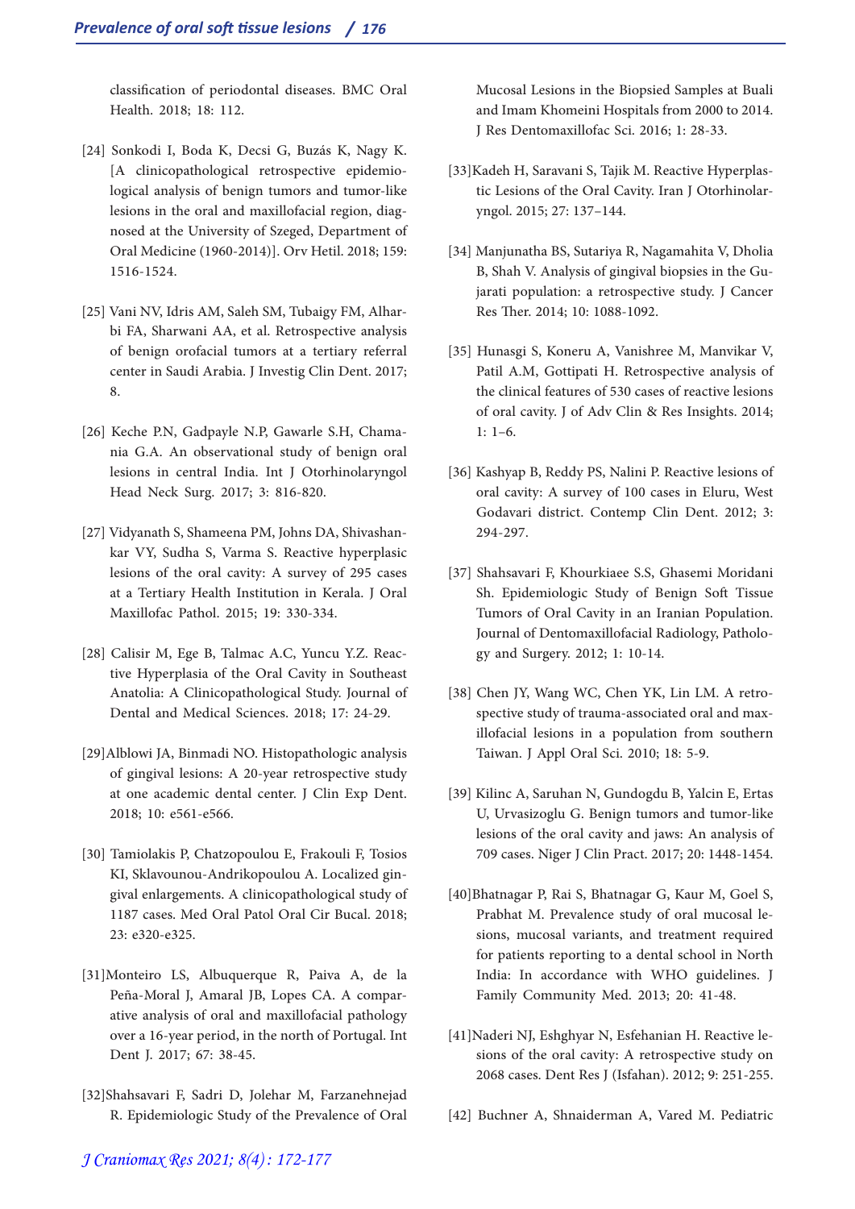classification of periodontal diseases. BMC Oral Health. 2018; 18: 112.

[24] Sonkodi I, Boda K, Decsi G, Buzás K, Nagy K. [A clinicopathological retrospective epidemiological analysis of benign tumors and tumor-like lesions in the oral and maxillofacial region, diagnosed at the University of Szeged, Department of Oral Medicine (1960-2014)]. Orv Hetil. 2018; 159: 1516-1524.

[25] Vani NV, Idris AM, Saleh SM, Tubaigy FM, Alharbi FA, Sharwani AA, et al. Retrospective analysis of benign orofacial tumors at a tertiary referral center in Saudi Arabia. J Investig Clin Dent. 2017; 8.

[26] Keche P.N, Gadpayle N.P, Gawarle S.H, Chamania G.A. An observational study of benign oral lesions in central India. Int J Otorhinolaryngol Head Neck Surg. 2017; 3: 816-820.

[27] Vidyanath S, Shameena PM, Johns DA, Shivashankar VY, Sudha S, Varma S. Reactive hyperplasic lesions of the oral cavity: A survey of 295 cases at a Tertiary Health Institution in Kerala. J Oral Maxillofac Pathol. 2015; 19: 330-334.

[28] Calisir M, Ege B, Talmac A.C, Yuncu Y.Z. Reactive Hyperplasia of the Oral Cavity in Southeast Anatolia: A Clinicopathological Study. Journal of Dental and Medical Sciences. 2018; 17: 24-29.

[29]Alblowi JA, Binmadi NO. Histopathologic analysis of gingival lesions: A 20-year retrospective study at one academic dental center. J Clin Exp Dent. 2018; 10: e561-e566.

[30] Tamiolakis P, Chatzopoulou E, Frakouli F, Tosios KI, Sklavounou-Andrikopoulou A. Localized gingival enlargements. A clinicopathological study of 1187 cases. Med Oral Patol Oral Cir Bucal. 2018; 23: e320-e325.

[31]Monteiro LS, Albuquerque R, Paiva A, de la Peña-Moral J, Amaral JB, Lopes CA. A comparative analysis of oral and maxillofacial pathology over a 16-year period, in the north of Portugal. Int Dent J. 2017; 67: 38-45.

[32]Shahsavari F, Sadri D, Jolehar M, Farzanehnejad R. Epidemiologic Study of the Prevalence of Oral Mucosal Lesions in the Biopsied Samples at Buali and Imam Khomeini Hospitals from 2000 to 2014. J Res Dentomaxillofac Sci. 2016; 1: 28-33.

[33]Kadeh H, Saravani S, Tajik M. Reactive Hyperplastic Lesions of the Oral Cavity. Iran J Otorhinolaryngol. 2015; 27: 137–144.

[34] Manjunatha BS, Sutariya R, Nagamahita V, Dholia B, Shah V. Analysis of gingival biopsies in the Gujarati population: a retrospective study. J Cancer Res Ther. 2014; 10: 1088-1092.

[35] Hunasgi S, Koneru A, Vanishree M, Manvikar V, Patil A.M, Gottipati H. Retrospective analysis of the clinical features of 530 cases of reactive lesions of oral cavity. J of Adv Clin & Res Insights. 2014; 1: 1–6.

[36] Kashyap B, Reddy PS, Nalini P. Reactive lesions of oral cavity: A survey of 100 cases in Eluru, West Godavari district. Contemp Clin Dent. 2012; 3: 294-297.

[37] Shahsavari F, Khourkiaee S.S, Ghasemi Moridani Sh. Epidemiologic Study of Benign Soft Tissue Tumors of Oral Cavity in an Iranian Population. Journal of Dentomaxillofacial Radiology, Pathology and Surgery. 2012; 1: 10-14.

[38] Chen JY, Wang WC, Chen YK, Lin LM. A retrospective study of trauma-associated oral and maxillofacial lesions in a population from southern Taiwan. J Appl Oral Sci. 2010; 18: 5-9.

[39] Kilinc A, Saruhan N, Gundogdu B, Yalcin E, Ertas U, Urvasizoglu G. Benign tumors and tumor-like lesions of the oral cavity and jaws: An analysis of 709 cases. Niger J Clin Pract. 2017; 20: 1448-1454.

[40]Bhatnagar P, Rai S, Bhatnagar G, Kaur M, Goel S, Prabhat M. Prevalence study of oral mucosal lesions, mucosal variants, and treatment required for patients reporting to a dental school in North India: In accordance with WHO guidelines. J Family Community Med. 2013; 20: 41-48.

[41]Naderi NJ, Eshghyar N, Esfehanian H. Reactive lesions of the oral cavity: A retrospective study on 2068 cases. Dent Res J (Isfahan). 2012; 9: 251-255.

[42] Buchner A, Shnaiderman A, Vared M. Pediatric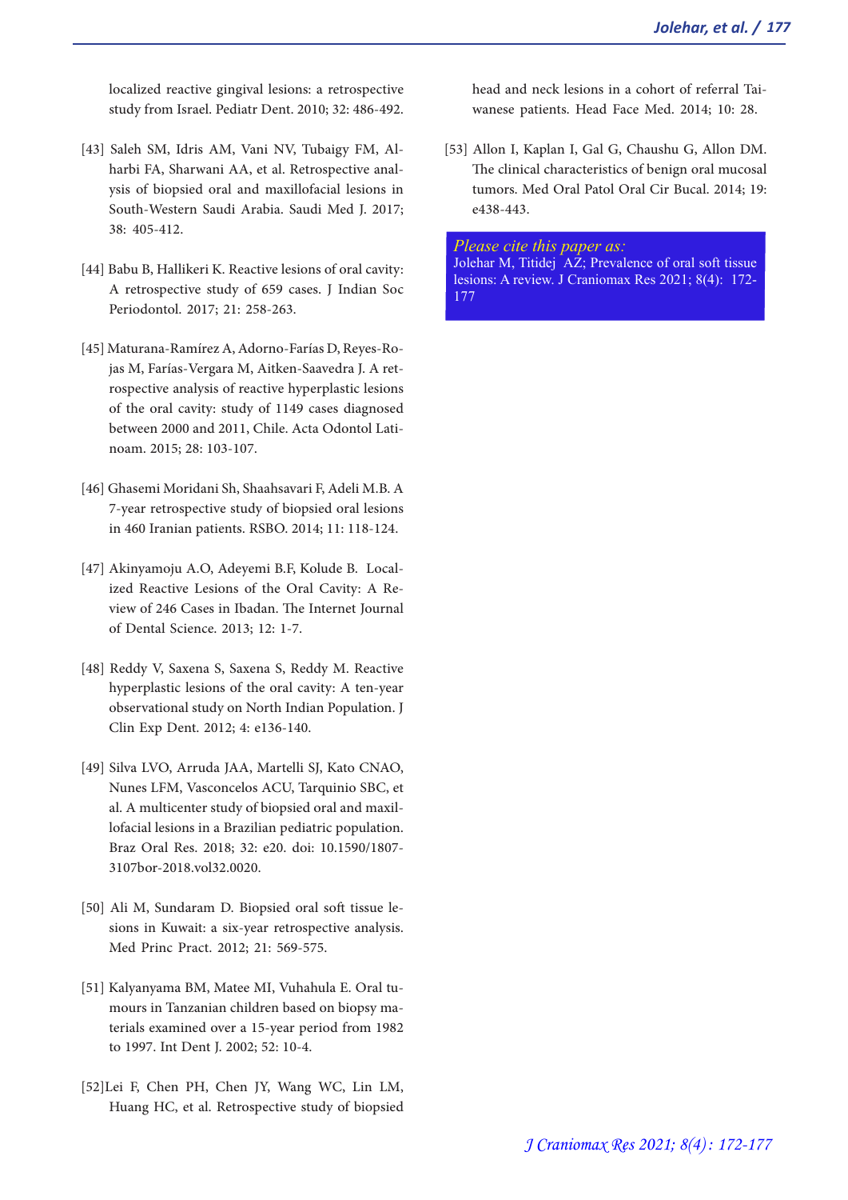localized reactive gingival lesions: a retrospective study from Israel. Pediatr Dent. 2010; 32: 486-492.

[43] Saleh SM, Idris AM, Vani NV, Tubaigy FM, Alharbi FA, Sharwani AA, et al. Retrospective analysis of biopsied oral and maxillofacial lesions in South-Western Saudi Arabia. Saudi Med J. 2017; 38: 405-412.

[44] Babu B, Hallikeri K. Reactive lesions of oral cavity: A retrospective study of 659 cases. J Indian Soc Periodontol. 2017; 21: 258-263.

[45] Maturana-Ramírez A, Adorno-Farías D, Reyes-Rojas M, Farías-Vergara M, Aitken-Saavedra J. A retrospective analysis of reactive hyperplastic lesions of the oral cavity: study of 1149 cases diagnosed between 2000 and 2011, Chile. Acta Odontol Latinoam. 2015; 28: 103-107.

[46] Ghasemi Moridani Sh, Shaahsavari F, Adeli M.B. A 7-year retrospective study of biopsied oral lesions in 460 Iranian patients. RSBO. 2014; 11: 118-124.

[47] Akinyamoju A.O, Adeyemi B.F, Kolude B. Localized Reactive Lesions of the Oral Cavity: A Review of 246 Cases in Ibadan. The Internet Journal of Dental Science. 2013; 12: 1-7.

[48] Reddy V, Saxena S, Saxena S, Reddy M. Reactive hyperplastic lesions of the oral cavity: A ten-year observational study on North Indian Population. J Clin Exp Dent. 2012; 4: e136-140.

[49] Silva LVO, Arruda JAA, Martelli SJ, Kato CNAO, Nunes LFM, Vasconcelos ACU, Tarquinio SBC, et al. A multicenter study of biopsied oral and maxillofacial lesions in a Brazilian pediatric population. Braz Oral Res. 2018; 32: e20. doi: 10.1590/1807-3107bor-2018.vol32.0020.

[50] Ali M, Sundaram D. Biopsied oral soft tissue lesions in Kuwait: a six-year retrospective analysis. Med Princ Pract. 2012; 21: 569-575.

[51] Kalyanyama BM, Matee MI, Vuhahula E. Oral tumours in Tanzanian children based on biopsy materials examined over a 15-year period from 1982 to 1997. Int Dent J. 2002; 52: 10-4.

[52] Lei F, Chen PH, Chen JY, Wang WC, Lin LM, Huang HC, et al. Retrospective study of biopsied head and neck lesions in a cohort of referral Taiwanese patients. Head Face Med. 2014; 10: 28.

[53] Allon I, Kaplan I, Gal G, Chaushu G, Allon DM. The clinical characteristics of benign oral mucosal tumors. Med Oral Patol Oral Cir Bucal. 2014; 19: e438-443.

*Please cite this paper as:*
Jolehar M, Titidej AZ; Prevalence of oral soft tissue lesions: A review. J Craniomax Res 2021; 8(4): 172-177